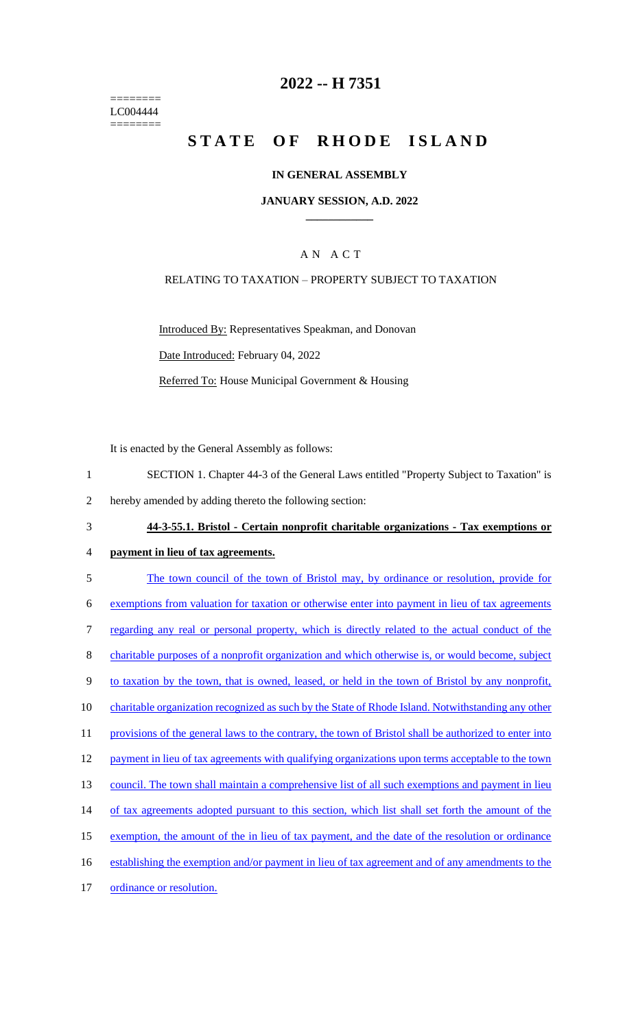========
LC004444
========

# 2022 -- H 7351

# STATE OF RHODE ISLAND

## IN GENERAL ASSEMBLY

### JANUARY SESSION, A.D. 2022

____________

### A N  A C T

RELATING TO TAXATION – PROPERTY SUBJECT TO TAXATION

Introduced By: Representatives Speakman, and Donovan

Date Introduced: February 04, 2022

Referred To: House Municipal Government & Housing

It is enacted by the General Assembly as follows:

1 SECTION 1. Chapter 44-3 of the General Laws entitled "Property Subject to Taxation" is
2 hereby amended by adding thereto the following section:

3 **44-3-55.1. Bristol - Certain nonprofit charitable organizations - Tax exemptions or**
4 **payment in lieu of tax agreements.**

5 The town council of the town of Bristol may, by ordinance or resolution, provide for
6 exemptions from valuation for taxation or otherwise enter into payment in lieu of tax agreements
7 regarding any real or personal property, which is directly related to the actual conduct of the
8 charitable purposes of a nonprofit organization and which otherwise is, or would become, subject
9 to taxation by the town, that is owned, leased, or held in the town of Bristol by any nonprofit,
10 charitable organization recognized as such by the State of Rhode Island. Notwithstanding any other
11 provisions of the general laws to the contrary, the town of Bristol shall be authorized to enter into
12 payment in lieu of tax agreements with qualifying organizations upon terms acceptable to the town
13 council. The town shall maintain a comprehensive list of all such exemptions and payment in lieu
14 of tax agreements adopted pursuant to this section, which list shall set forth the amount of the
15 exemption, the amount of the in lieu of tax payment, and the date of the resolution or ordinance
16 establishing the exemption and/or payment in lieu of tax agreement and of any amendments to the
17 ordinance or resolution.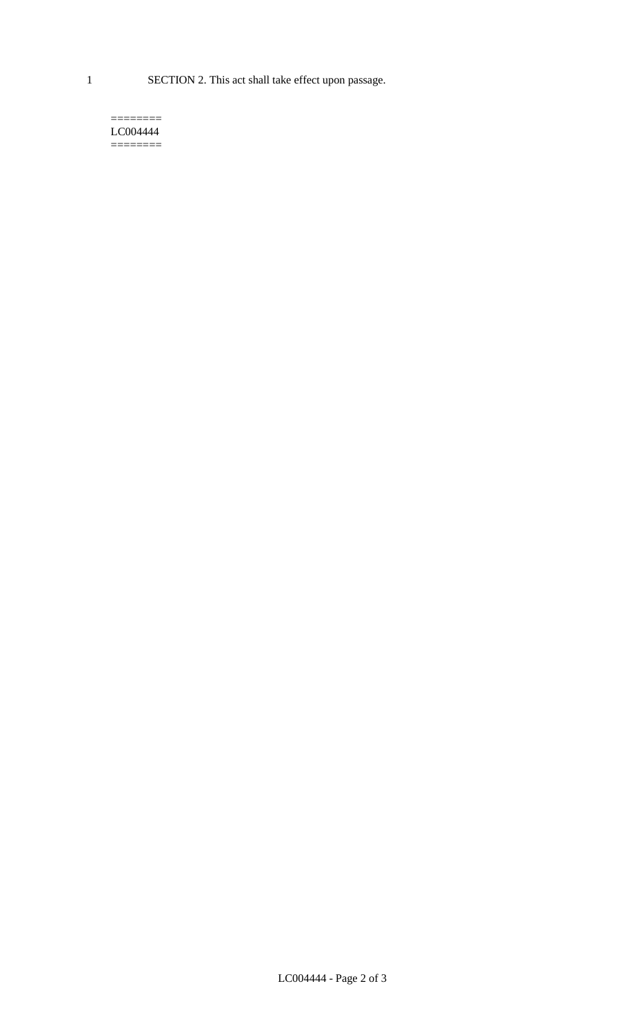SECTION 2. This act shall take effect upon passage.

========
LC004444
========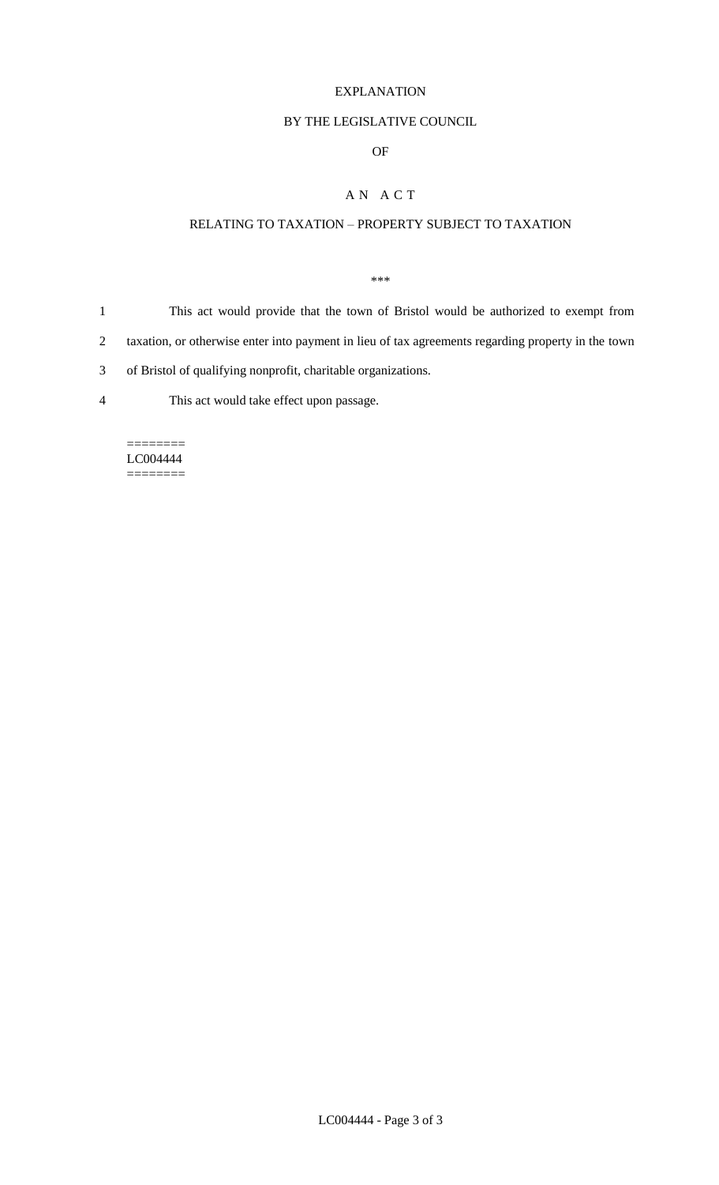EXPLANATION

BY THE LEGISLATIVE COUNCIL

OF

A N A C T

RELATING TO TAXATION – PROPERTY SUBJECT TO TAXATION

\*\*\*

This act would provide that the town of Bristol would be authorized to exempt from taxation, or otherwise enter into payment in lieu of tax agreements regarding property in the town of Bristol of qualifying nonprofit, charitable organizations.

This act would take effect upon passage.

========
LC004444
========